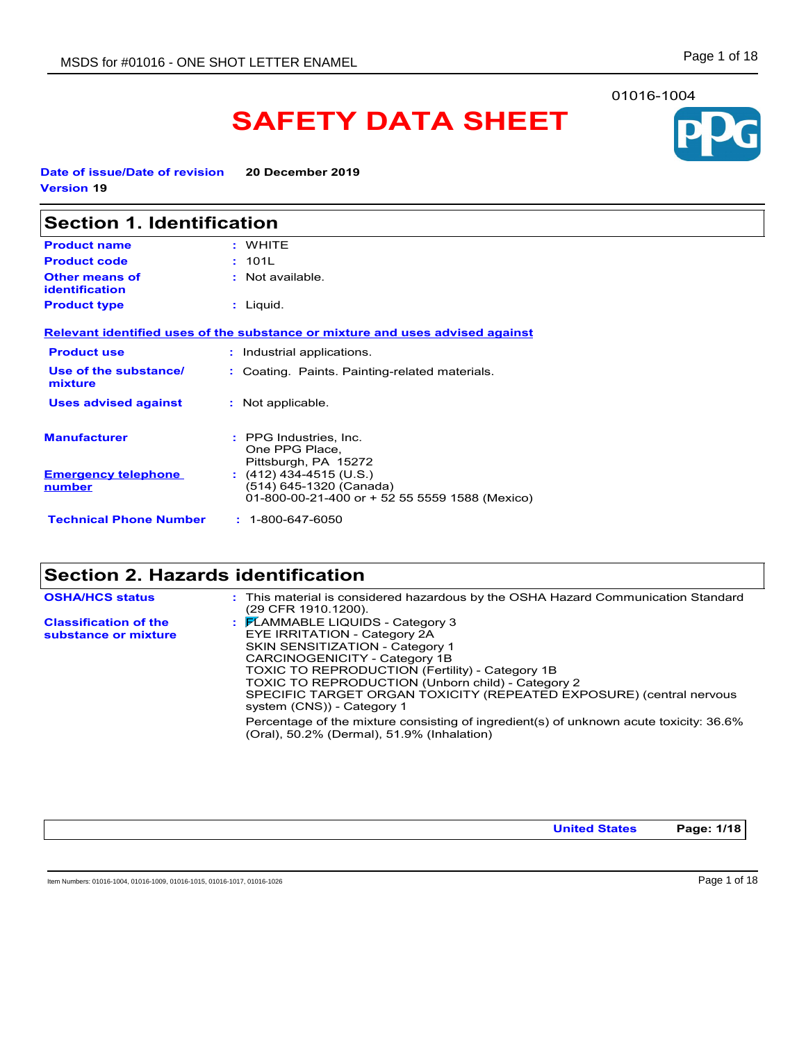01016-1004

# SAFETY DATA SHEET

**Date of issue/Date of revision** 20 December 2019
**Version** 19

## Section 1. Identification

| | |
|---|---|
| **Product name** | : WHITE |
| **Product code** | : 101L |
| **Other means of identification** | : Not available. |
| **Product type** | : Liquid. |

**Relevant identified uses of the substance or mixture and uses advised against**

| | |
|---|---|
| **Product use** | : Industrial applications. |
| **Use of the substance/ mixture** | : Coating. Paints. Painting-related materials. |
| **Uses advised against** | : Not applicable. |

| | |
|---|---|
| **Manufacturer** | : PPG Industries, Inc.<br>One PPG Place,<br>Pittsburgh, PA 15272 |
| **Emergency telephone number** | : (412) 434-4515 (U.S.)<br>(514) 645-1320 (Canada)<br>01-800-00-21-400 or + 52 55 5559 1588 (Mexico) |
| **Technical Phone Number** | : 1-800-647-6050 |

## Section 2. Hazards identification

| | |
|---|---|
| **OSHA/HCS status** | : This material is considered hazardous by the OSHA Hazard Communication Standard (29 CFR 1910.1200). |
| **Classification of the substance or mixture** | : FLAMMABLE LIQUIDS - Category 3<br>EYE IRRITATION - Category 2A<br>SKIN SENSITIZATION - Category 1<br>CARCINOGENICITY - Category 1B<br>TOXIC TO REPRODUCTION (Fertility) - Category 1B<br>TOXIC TO REPRODUCTION (Unborn child) - Category 2<br>SPECIFIC TARGET ORGAN TOXICITY (REPEATED EXPOSURE) (central nervous system (CNS)) - Category 1<br>Percentage of the mixture consisting of ingredient(s) of unknown acute toxicity: 36.6% (Oral), 50.2% (Dermal), 51.9% (Inhalation) |

Item Numbers: 01016-1004, 01016-1009, 01016-1015, 01016-1017, 01016-1026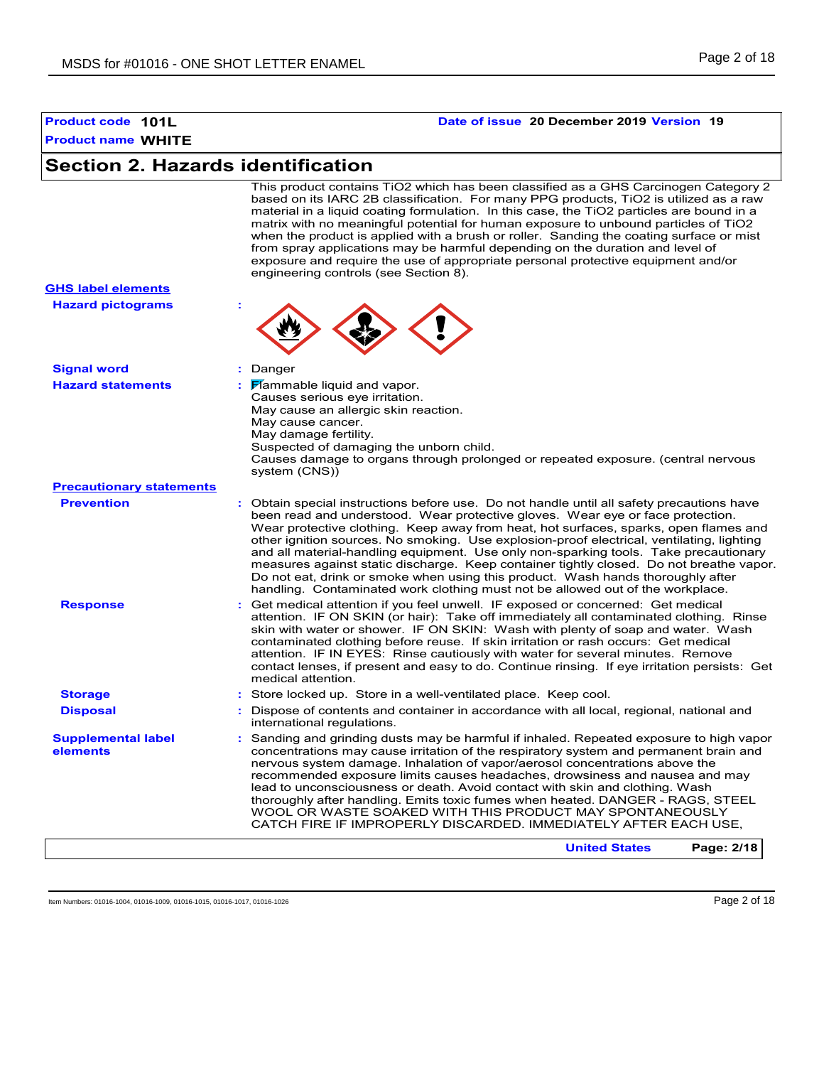**Product code** 101L

**Product name** WHITE

**Date of issue** 20 December 2019 **Version** 19

## Section 2. Hazards identification

This product contains $TiO_2$ which has been classified as a GHS Carcinogen Category 2 based on its IARC 2B classification. For many PPG products, $TiO_2$ is utilized as a raw material in a liquid coating formulation. In this case, the $TiO_2$ particles are bound in a matrix with no meaningful potential for human exposure to unbound particles of $TiO_2$ when the product is applied with a brush or roller. Sanding the coating surface or mist from spray applications may be harmful depending on the duration and level of exposure and require the use of appropriate personal protective equipment and/or engineering controls (see Section 8).

**GHS label elements**

**Hazard pictograms** :

**Signal word** : Danger

**Hazard statements** : Flammable liquid and vapor.
Causes serious eye irritation.
May cause an allergic skin reaction.
May cause cancer.
May damage fertility.
Suspected of damaging the unborn child.
Causes damage to organs through prolonged or repeated exposure. (central nervous system (CNS))

**Precautionary statements**

**Prevention** : Obtain special instructions before use. Do not handle until all safety precautions have been read and understood. Wear protective gloves. Wear eye or face protection. Wear protective clothing. Keep away from heat, hot surfaces, sparks, open flames and other ignition sources. No smoking. Use explosion-proof electrical, ventilating, lighting and all material-handling equipment. Use only non-sparking tools. Take precautionary measures against static discharge. Keep container tightly closed. Do not breathe vapor. Do not eat, drink or smoke when using this product. Wash hands thoroughly after handling. Contaminated work clothing must not be allowed out of the workplace.

**Response** : Get medical attention if you feel unwell. IF exposed or concerned: Get medical attention. IF ON SKIN (or hair): Take off immediately all contaminated clothing. Rinse skin with water or shower. IF ON SKIN: Wash with plenty of soap and water. Wash contaminated clothing before reuse. If skin irritation or rash occurs: Get medical attention. IF IN EYES: Rinse cautiously with water for several minutes. Remove contact lenses, if present and easy to do. Continue rinsing. If eye irritation persists: Get medical attention.

**Storage** : Store locked up. Store in a well-ventilated place. Keep cool.

**Disposal** : Dispose of contents and container in accordance with all local, regional, national and international regulations.

**Supplemental label elements** : Sanding and grinding dusts may be harmful if inhaled. Repeated exposure to high vapor concentrations may cause irritation of the respiratory system and permanent brain and nervous system damage. Inhalation of vapor/aerosol concentrations above the recommended exposure limits causes headaches, drowsiness and nausea and may lead to unconsciousness or death. Avoid contact with skin and clothing. Wash thoroughly after handling. Emits toxic fumes when heated. DANGER - RAGS, STEEL WOOL OR WASTE SOAKED WITH THIS PRODUCT MAY SPONTANEOUSLY CATCH FIRE IF IMPROPERLY DISCARDED. IMMEDIATELY AFTER EACH USE,

United States

Item Numbers: 01016-1004, 01016-1009, 01016-1015, 01016-1017, 01016-1026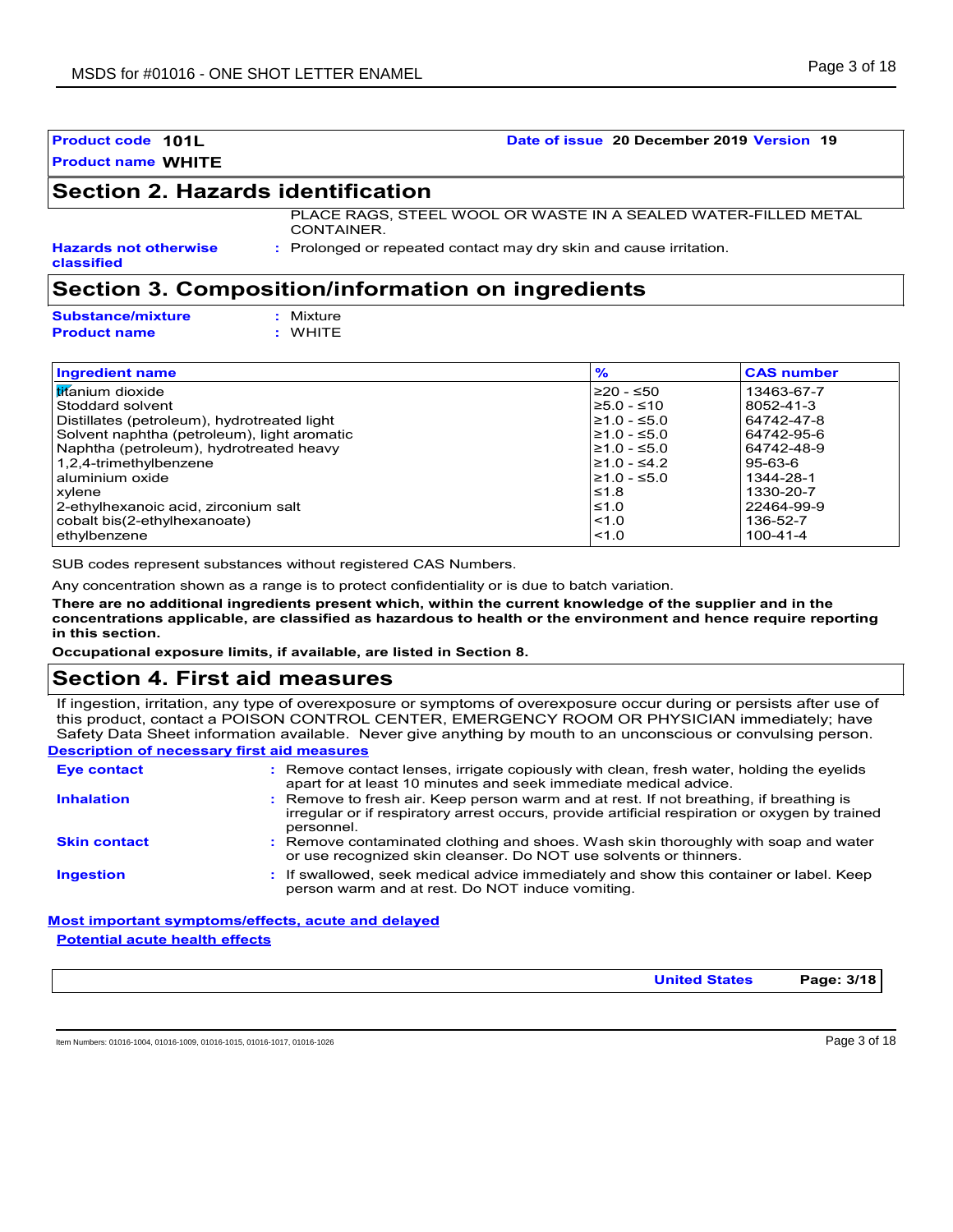**Product code** 101L **Date of issue** 20 December 2019 **Version** 19

**Product name** WHITE

## Section 2. Hazards identification

PLACE RAGS, STEEL WOOL OR WASTE IN A SEALED WATER-FILLED METAL CONTAINER.

**Hazards not otherwise classified** : Prolonged or repeated contact may dry skin and cause irritation.

## Section 3. Composition/information on ingredients

**Substance/mixture** : Mixture

**Product name** : WHITE

| Ingredient name | % | CAS number |
|---|---|---|
| titanium dioxide | ≥20 - ≤50 | 13463-67-7 |
| Stoddard solvent | ≥5.0 - ≤10 | 8052-41-3 |
| Distillates (petroleum), hydrotreated light | ≥1.0 - ≤5.0 | 64742-47-8 |
| Solvent naphtha (petroleum), light aromatic | ≥1.0 - ≤5.0 | 64742-95-6 |
| Naphtha (petroleum), hydrotreated heavy | ≥1.0 - ≤5.0 | 64742-48-9 |
| 1,2,4-trimethylbenzene | ≥1.0 - ≤4.2 | 95-63-6 |
| aluminium oxide | ≥1.0 - ≤5.0 | 1344-28-1 |
| xylene | ≤1.8 | 1330-20-7 |
| 2-ethylhexanoic acid, zirconium salt | ≤1.0 | 22464-99-9 |
| cobalt bis(2-ethylhexanoate) | <1.0 | 136-52-7 |
| ethylbenzene | <1.0 | 100-41-4 |

SUB codes represent substances without registered CAS Numbers.

Any concentration shown as a range is to protect confidentiality or is due to batch variation.

**There are no additional ingredients present which, within the current knowledge of the supplier and in the concentrations applicable, are classified as hazardous to health or the environment and hence require reporting in this section.**

**Occupational exposure limits, if available, are listed in Section 8.**

## Section 4. First aid measures

If ingestion, irritation, any type of overexposure or symptoms of overexposure occur during or persists after use of this product, contact a POISON CONTROL CENTER, EMERGENCY ROOM OR PHYSICIAN immediately; have Safety Data Sheet information available. Never give anything by mouth to an unconscious or convulsing person.

### Description of necessary first aid measures

**Eye contact** : Remove contact lenses, irrigate copiously with clean, fresh water, holding the eyelids apart for at least 10 minutes and seek immediate medical advice.

**Inhalation** : Remove to fresh air. Keep person warm and at rest. If not breathing, if breathing is irregular or if respiratory arrest occurs, provide artificial respiration or oxygen by trained personnel.

**Skin contact** : Remove contaminated clothing and shoes. Wash skin thoroughly with soap and water or use recognized skin cleanser. Do NOT use solvents or thinners.

**Ingestion** : If swallowed, seek medical advice immediately and show this container or label. Keep person warm and at rest. Do NOT induce vomiting.

### Most important symptoms/effects, acute and delayed

#### Potential acute health effects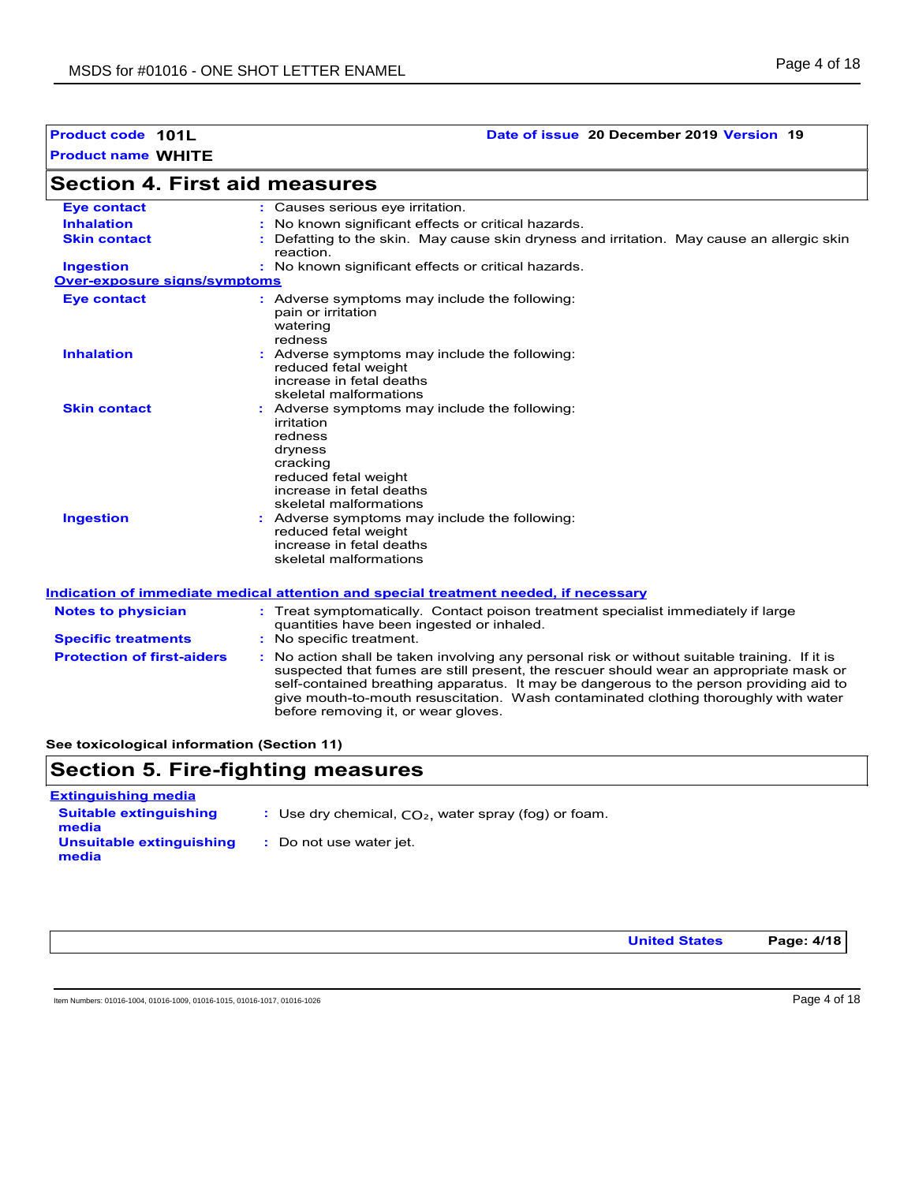**Product code** 101L **Date of issue** 20 December 2019 **Version** 19

**Product name** WHITE

## Section 4. First aid measures

**Eye contact** : Causes serious eye irritation.

**Inhalation** : No known significant effects or critical hazards.

**Skin contact** : Defatting to the skin. May cause skin dryness and irritation. May cause an allergic skin reaction.

**Ingestion** : No known significant effects or critical hazards.

### Over-exposure signs/symptoms

**Eye contact** : Adverse symptoms may include the following:
pain or irritation
watering
redness

**Inhalation** : Adverse symptoms may include the following:
reduced fetal weight
increase in fetal deaths
skeletal malformations

**Skin contact** : Adverse symptoms may include the following:
irritation
redness
dryness
cracking
reduced fetal weight
increase in fetal deaths
skeletal malformations

**Ingestion** : Adverse symptoms may include the following:
reduced fetal weight
increase in fetal deaths
skeletal malformations

### Indication of immediate medical attention and special treatment needed, if necessary

**Notes to physician** : Treat symptomatically. Contact poison treatment specialist immediately if large quantities have been ingested or inhaled.

**Specific treatments** : No specific treatment.

**Protection of first-aiders** : No action shall be taken involving any personal risk or without suitable training. If it is suspected that fumes are still present, the rescuer should wear an appropriate mask or self-contained breathing apparatus. It may be dangerous to the person providing aid to give mouth-to-mouth resuscitation. Wash contaminated clothing thoroughly with water before removing it, or wear gloves.

**See toxicological information (Section 11)**

## Section 5. Fire-fighting measures

### Extinguishing media

**Suitable extinguishing media** : Use dry chemical, $CO_2$, water spray (fog) or foam.

**Unsuitable extinguishing media** : Do not use water jet.

United States

Item Numbers: 01016-1004, 01016-1009, 01016-1015, 01016-1017, 01016-1026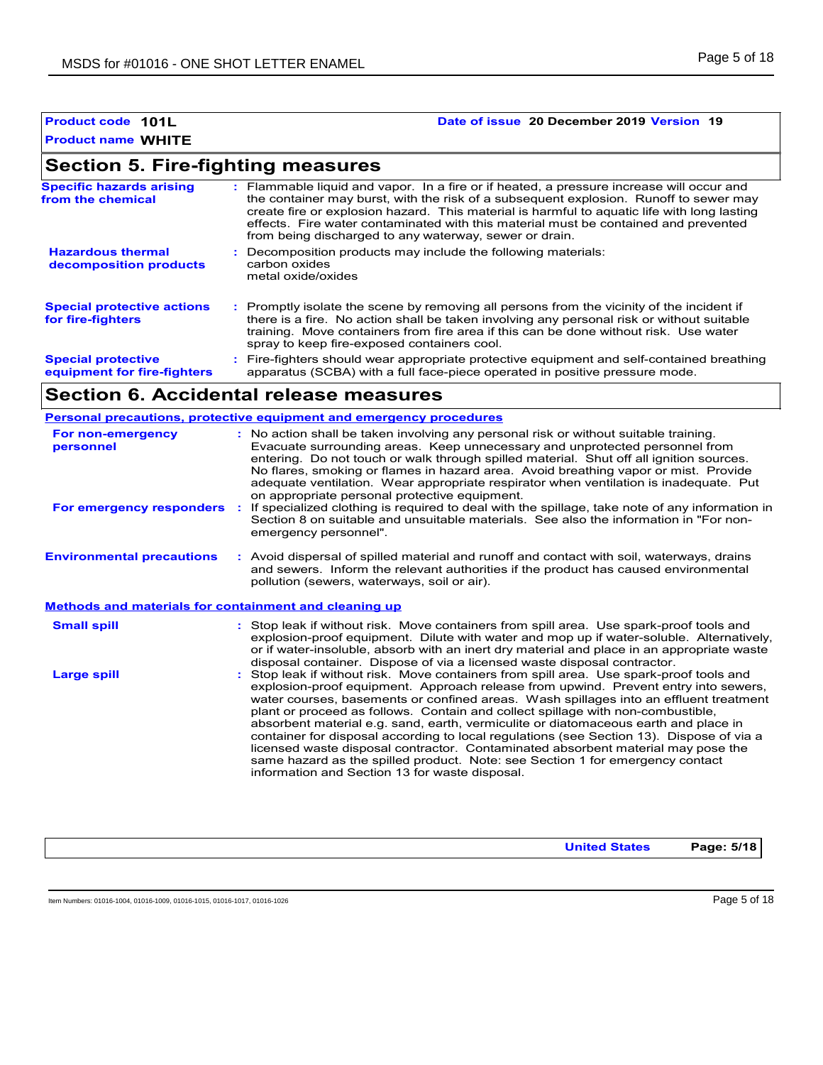**Product code** **101L**

**Date of issue** **20 December 2019** **Version** **19**

**Product name** **WHITE**

## Section 5. Fire-fighting measures

| | |
|---|---|
| **Specific hazards arising from the chemical** | : Flammable liquid and vapor. In a fire or if heated, a pressure increase will occur and the container may burst, with the risk of a subsequent explosion. Runoff to sewer may create fire or explosion hazard. This material is harmful to aquatic life with long lasting effects. Fire water contaminated with this material must be contained and prevented from being discharged to any waterway, sewer or drain. |
| **Hazardous thermal decomposition products** | : Decomposition products may include the following materials: carbon oxides metal oxide/oxides |
| **Special protective actions for fire-fighters** | : Promptly isolate the scene by removing all persons from the vicinity of the incident if there is a fire. No action shall be taken involving any personal risk or without suitable training. Move containers from fire area if this can be done without risk. Use water spray to keep fire-exposed containers cool. |
| **Special protective equipment for fire-fighters** | : Fire-fighters should wear appropriate protective equipment and self-contained breathing apparatus (SCBA) with a full face-piece operated in positive pressure mode. |

## Section 6. Accidental release measures

**Personal precautions, protective equipment and emergency procedures**

| | |
|---|---|
| **For non-emergency personnel** | : No action shall be taken involving any personal risk or without suitable training. Evacuate surrounding areas. Keep unnecessary and unprotected personnel from entering. Do not touch or walk through spilled material. Shut off all ignition sources. No flares, smoking or flames in hazard area. Avoid breathing vapor or mist. Provide adequate ventilation. Wear appropriate respirator when ventilation is inadequate. Put on appropriate personal protective equipment. |
| **For emergency responders** | : If specialized clothing is required to deal with the spillage, take note of any information in Section 8 on suitable and unsuitable materials. See also the information in "For non-emergency personnel". |
| **Environmental precautions** | : Avoid dispersal of spilled material and runoff and contact with soil, waterways, drains and sewers. Inform the relevant authorities if the product has caused environmental pollution (sewers, waterways, soil or air). |

**Methods and materials for containment and cleaning up**

| | |
|---|---|
| **Small spill** | : Stop leak if without risk. Move containers from spill area. Use spark-proof tools and explosion-proof equipment. Dilute with water and mop up if water-soluble. Alternatively, or if water-insoluble, absorb with an inert dry material and place in an appropriate waste disposal container. Dispose of via a licensed waste disposal contractor. |
| **Large spill** | : Stop leak if without risk. Move containers from spill area. Use spark-proof tools and explosion-proof equipment. Approach release from upwind. Prevent entry into sewers, water courses, basements or confined areas. Wash spillages into an effluent treatment plant or proceed as follows. Contain and collect spillage with non-combustible, absorbent material e.g. sand, earth, vermiculite or diatomaceous earth and place in container for disposal according to local regulations (see Section 13). Dispose of via a licensed waste disposal contractor. Contaminated absorbent material may pose the same hazard as the spilled product. Note: see Section 1 for emergency contact information and Section 13 for waste disposal. |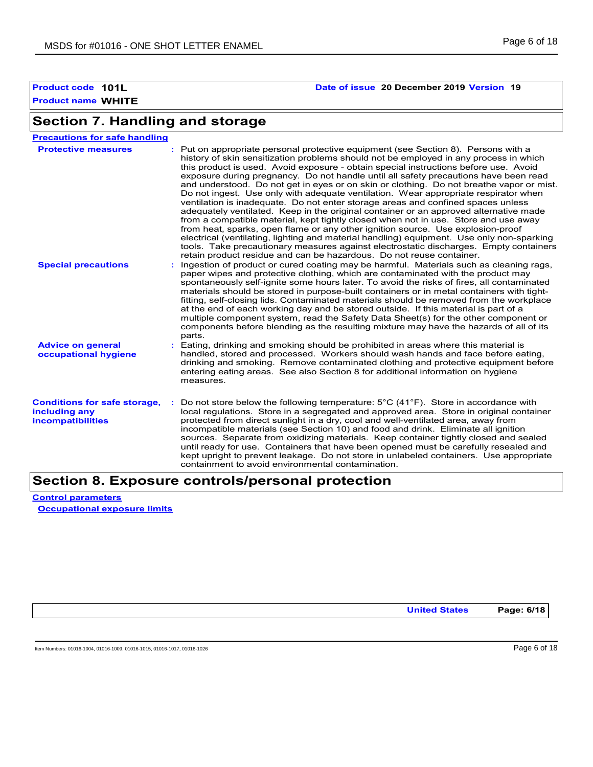**Product code** **101L** **Date of issue** **20 December 2019** **Version** **19**

**Product name** **WHITE**

## Section 7. Handling and storage

**Precautions for safe handling**

**Protective measures** : Put on appropriate personal protective equipment (see Section 8). Persons with a history of skin sensitization problems should not be employed in any process in which this product is used. Avoid exposure - obtain special instructions before use. Avoid exposure during pregnancy. Do not handle until all safety precautions have been read and understood. Do not get in eyes or on skin or clothing. Do not breathe vapor or mist. Do not ingest. Use only with adequate ventilation. Wear appropriate respirator when ventilation is inadequate. Do not enter storage areas and confined spaces unless adequately ventilated. Keep in the original container or an approved alternative made from a compatible material, kept tightly closed when not in use. Store and use away from heat, sparks, open flame or any other ignition source. Use explosion-proof electrical (ventilating, lighting and material handling) equipment. Use only non-sparking tools. Take precautionary measures against electrostatic discharges. Empty containers retain product residue and can be hazardous. Do not reuse container.

**Special precautions** : Ingestion of product or cured coating may be harmful. Materials such as cleaning rags, paper wipes and protective clothing, which are contaminated with the product may spontaneously self-ignite some hours later. To avoid the risks of fires, all contaminated materials should be stored in purpose-built containers or in metal containers with tight-fitting, self-closing lids. Contaminated materials should be removed from the workplace at the end of each working day and be stored outside. If this material is part of a multiple component system, read the Safety Data Sheet(s) for the other component or components before blending as the resulting mixture may have the hazards of all of its parts.

**Advice on general occupational hygiene** : Eating, drinking and smoking should be prohibited in areas where this material is handled, stored and processed. Workers should wash hands and face before eating, drinking and smoking. Remove contaminated clothing and protective equipment before entering eating areas. See also Section 8 for additional information on hygiene measures.

**Conditions for safe storage, including any incompatibilities** : Do not store below the following temperature: 5°C (41°F). Store in accordance with local regulations. Store in a segregated and approved area. Store in original container protected from direct sunlight in a dry, cool and well-ventilated area, away from incompatible materials (see Section 10) and food and drink. Eliminate all ignition sources. Separate from oxidizing materials. Keep container tightly closed and sealed until ready for use. Containers that have been opened must be carefully resealed and kept upright to prevent leakage. Do not store in unlabeled containers. Use appropriate containment to avoid environmental contamination.

## Section 8. Exposure controls/personal protection

**Control parameters**

**Occupational exposure limits**

Item Numbers: 01016-1004, 01016-1009, 01016-1015, 01016-1017, 01016-1026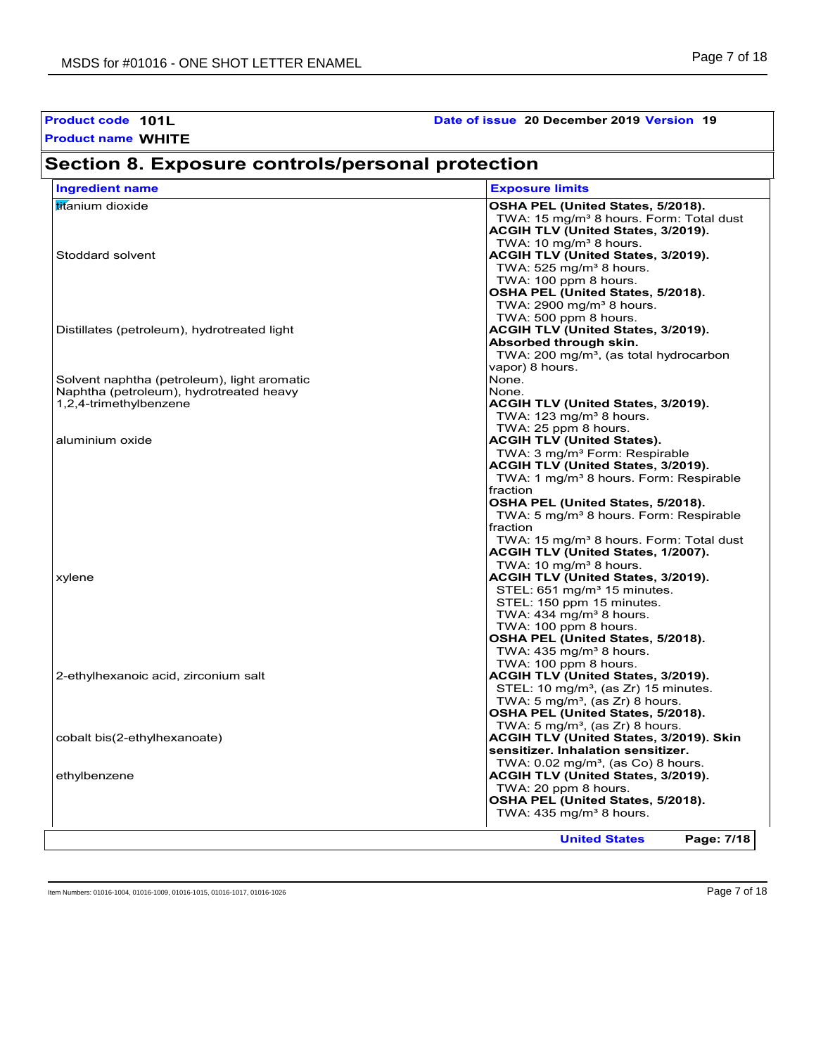**Product code** **101L** **Date of issue** **20 December 2019** **Version** **19**

**Product name** **WHITE**

## Section 8. Exposure controls/personal protection

| Ingredient name | Exposure limits |
| --- | --- |
| titanium dioxide | **OSHA PEL (United States, 5/2018).**<br>TWA: 15 mg/m³ 8 hours. Form: Total dust<br>**ACGIH TLV (United States, 3/2019).**<br>TWA: 10 mg/m³ 8 hours. |
| Stoddard solvent | **ACGIH TLV (United States, 3/2019).**<br>TWA: 525 mg/m³ 8 hours.<br>TWA: 100 ppm 8 hours.<br>**OSHA PEL (United States, 5/2018).**<br>TWA: 2900 mg/m³ 8 hours.<br>TWA: 500 ppm 8 hours. |
| Distillates (petroleum), hydrotreated light | **ACGIH TLV (United States, 3/2019). Absorbed through skin.**<br>TWA: 200 mg/m³, (as total hydrocarbon vapor) 8 hours. |
| Solvent naphtha (petroleum), light aromatic | None. |
| Naphtha (petroleum), hydrotreated heavy | None. |
| 1,2,4-trimethylbenzene | **ACGIH TLV (United States, 3/2019).**<br>TWA: 123 mg/m³ 8 hours.<br>TWA: 25 ppm 8 hours. |
| aluminium oxide | **ACGIH TLV (United States).**<br>TWA: 3 mg/m³ Form: Respirable<br>**ACGIH TLV (United States, 3/2019).**<br>TWA: 1 mg/m³ 8 hours. Form: Respirable fraction<br>**OSHA PEL (United States, 5/2018).**<br>TWA: 5 mg/m³ 8 hours. Form: Respirable fraction<br>TWA: 15 mg/m³ 8 hours. Form: Total dust<br>**ACGIH TLV (United States, 1/2007).**<br>TWA: 10 mg/m³ 8 hours. |
| xylene | **ACGIH TLV (United States, 3/2019).**<br>STEL: 651 mg/m³ 15 minutes.<br>STEL: 150 ppm 15 minutes.<br>TWA: 434 mg/m³ 8 hours.<br>TWA: 100 ppm 8 hours.<br>**OSHA PEL (United States, 5/2018).**<br>TWA: 435 mg/m³ 8 hours.<br>TWA: 100 ppm 8 hours. |
| 2-ethylhexanoic acid, zirconium salt | **ACGIH TLV (United States, 3/2019).**<br>STEL: 10 mg/m³, (as Zr) 15 minutes.<br>TWA: 5 mg/m³, (as Zr) 8 hours.<br>**OSHA PEL (United States, 5/2018).**<br>TWA: 5 mg/m³, (as Zr) 8 hours. |
| cobalt bis(2-ethylhexanoate) | **ACGIH TLV (United States, 3/2019). Skin sensitizer. Inhalation sensitizer.**<br>TWA: 0.02 mg/m³, (as Co) 8 hours. |
| ethylbenzene | **ACGIH TLV (United States, 3/2019).**<br>TWA: 20 ppm 8 hours.<br>**OSHA PEL (United States, 5/2018).**<br>TWA: 435 mg/m³ 8 hours. |

Item Numbers: 01016-1004, 01016-1009, 01016-1015, 01016-1017, 01016-1026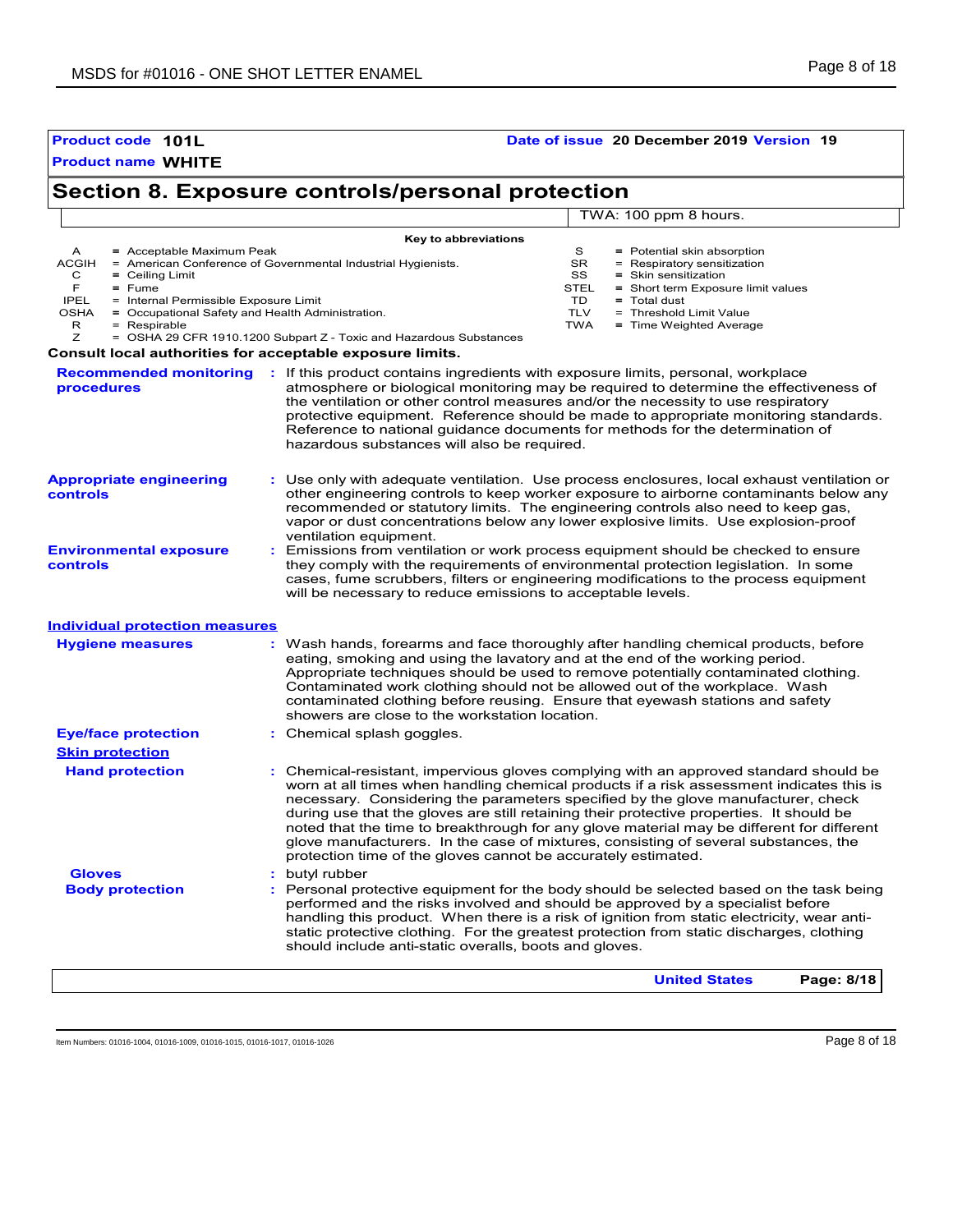**Product code** 101L  **Date of issue** 20 December 2019 **Version** 19

**Product name** WHITE

## Section 8. Exposure controls/personal protection

| | |
|---|---|
| | TWA: 100 ppm 8 hours. |

**Key to abbreviations**

| | | | |
|---|---|---|---|
| A | = Acceptable Maximum Peak | S | = Potential skin absorption |
| ACGIH | = American Conference of Governmental Industrial Hygienists. | SR | = Respiratory sensitization |
| C | = Ceiling Limit | SS | = Skin sensitization |
| F | = Fume | STEL | = Short term Exposure limit values |
| IPEL | = Internal Permissible Exposure Limit | TD | = Total dust |
| OSHA | = Occupational Safety and Health Administration. | TLV | = Threshold Limit Value |
| R | = Respirable | TWA | = Time Weighted Average |
| Z | = OSHA 29 CFR 1910.1200 Subpart Z - Toxic and Hazardous Substances | | |

**Consult local authorities for acceptable exposure limits.**

**Recommended monitoring procedures** : If this product contains ingredients with exposure limits, personal, workplace atmosphere or biological monitoring may be required to determine the effectiveness of the ventilation or other control measures and/or the necessity to use respiratory protective equipment. Reference should be made to appropriate monitoring standards. Reference to national guidance documents for methods for the determination of hazardous substances will also be required.

**Appropriate engineering controls** : Use only with adequate ventilation. Use process enclosures, local exhaust ventilation or other engineering controls to keep worker exposure to airborne contaminants below any recommended or statutory limits. The engineering controls also need to keep gas, vapor or dust concentrations below any lower explosive limits. Use explosion-proof ventilation equipment.

**Environmental exposure controls** : Emissions from ventilation or work process equipment should be checked to ensure they comply with the requirements of environmental protection legislation. In some cases, fume scrubbers, filters or engineering modifications to the process equipment will be necessary to reduce emissions to acceptable levels.

### Individual protection measures

**Hygiene measures** : Wash hands, forearms and face thoroughly after handling chemical products, before eating, smoking and using the lavatory and at the end of the working period. Appropriate techniques should be used to remove potentially contaminated clothing. Contaminated work clothing should not be allowed out of the workplace. Wash contaminated clothing before reusing. Ensure that eyewash stations and safety showers are close to the workstation location.

**Eye/face protection** : Chemical splash goggles.

**Skin protection**

**Hand protection** : Chemical-resistant, impervious gloves complying with an approved standard should be worn at all times when handling chemical products if a risk assessment indicates this is necessary. Considering the parameters specified by the glove manufacturer, check during use that the gloves are still retaining their protective properties. It should be noted that the time to breakthrough for any glove material may be different for different glove manufacturers. In the case of mixtures, consisting of several substances, the protection time of the gloves cannot be accurately estimated.

**Gloves** : butyl rubber

**Body protection** : Personal protective equipment for the body should be selected based on the task being performed and the risks involved and should be approved by a specialist before handling this product. When there is a risk of ignition from static electricity, wear anti-static protective clothing. For the greatest protection from static discharges, clothing should include anti-static overalls, boots and gloves.

United States

Item Numbers: 01016-1004, 01016-1009, 01016-1015, 01016-1017, 01016-1026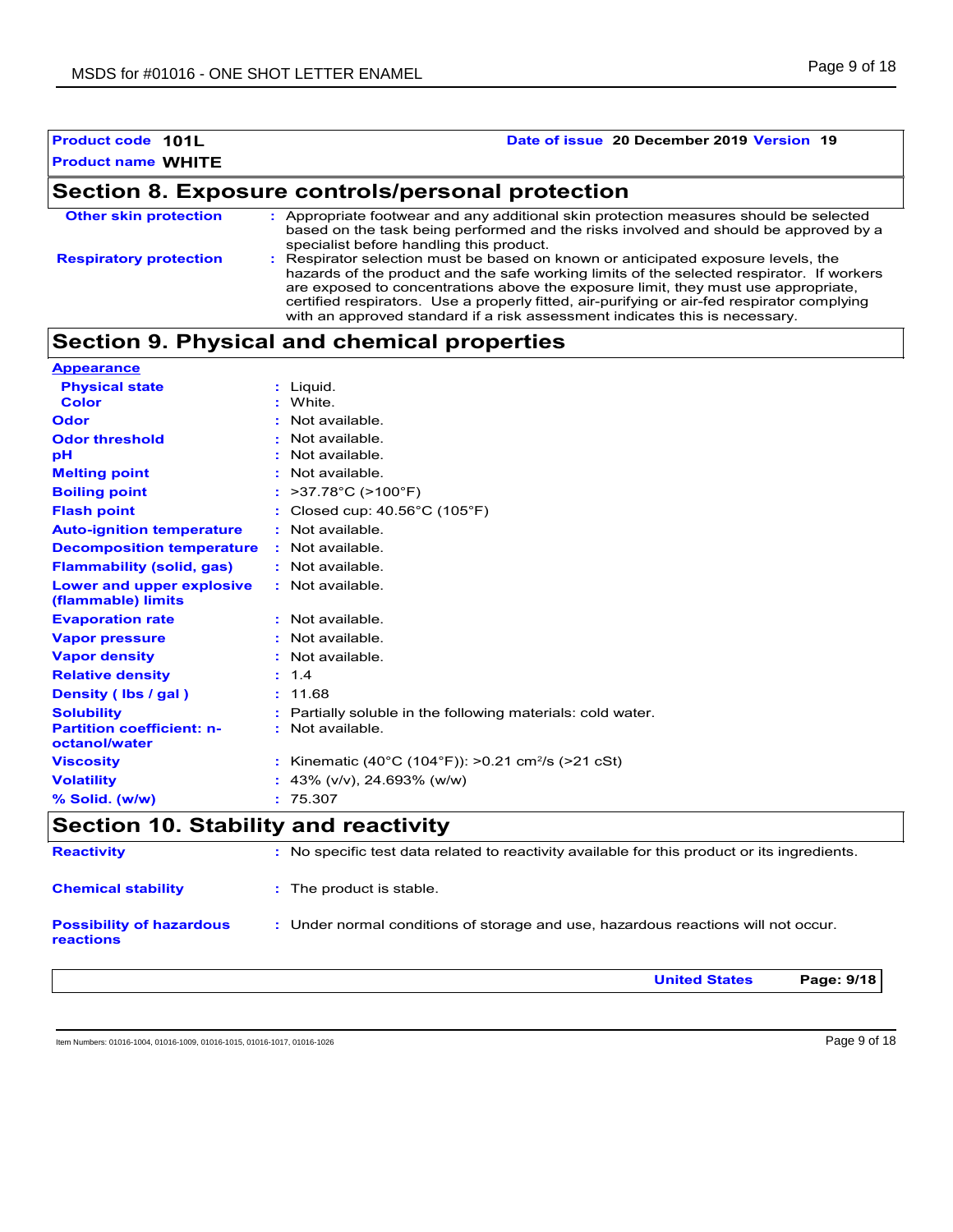**Product code** **101L** **Date of issue** **20 December 2019** **Version** **19**

**Product name** **WHITE**

## Section 8. Exposure controls/personal protection

| | |
|---|---|
| **Other skin protection** | : Appropriate footwear and any additional skin protection measures should be selected based on the task being performed and the risks involved and should be approved by a specialist before handling this product. |
| **Respiratory protection** | : Respirator selection must be based on known or anticipated exposure levels, the hazards of the product and the safe working limits of the selected respirator. If workers are exposed to concentrations above the exposure limit, they must use appropriate, certified respirators. Use a properly fitted, air-purifying or air-fed respirator complying with an approved standard if a risk assessment indicates this is necessary. |

## Section 9. Physical and chemical properties

**Appearance**

| | |
|---|---|
| **Physical state** | : Liquid. |
| **Color** | : White. |
| **Odor** | : Not available. |
| **Odor threshold** | : Not available. |
| **pH** | : Not available. |
| **Melting point** | : Not available. |
| **Boiling point** | : >37.78°C (>100°F) |
| **Flash point** | : Closed cup: 40.56°C (105°F) |
| **Auto-ignition temperature** | : Not available. |
| **Decomposition temperature** | : Not available. |
| **Flammability (solid, gas)** | : Not available. |
| **Lower and upper explosive (flammable) limits** | : Not available. |
| **Evaporation rate** | : Not available. |
| **Vapor pressure** | : Not available. |
| **Vapor density** | : Not available. |
| **Relative density** | : 1.4 |
| **Density ( lbs / gal )** | : 11.68 |
| **Solubility** | : Partially soluble in the following materials: cold water. |
| **Partition coefficient: n-octanol/water** | : Not available. |
| **Viscosity** | : Kinematic (40°C (104°F)): >0.21 $cm^2/s$ (>21 cSt) |
| **Volatility** | : 43% (v/v), 24.693% (w/w) |
| **% Solid. (w/w)** | : 75.307 |

## Section 10. Stability and reactivity

| | |
|---|---|
| **Reactivity** | : No specific test data related to reactivity available for this product or its ingredients. |
| **Chemical stability** | : The product is stable. |
| **Possibility of hazardous reactions** | : Under normal conditions of storage and use, hazardous reactions will not occur. |

Item Numbers: 01016-1004, 01016-1009, 01016-1015, 01016-1017, 01016-1026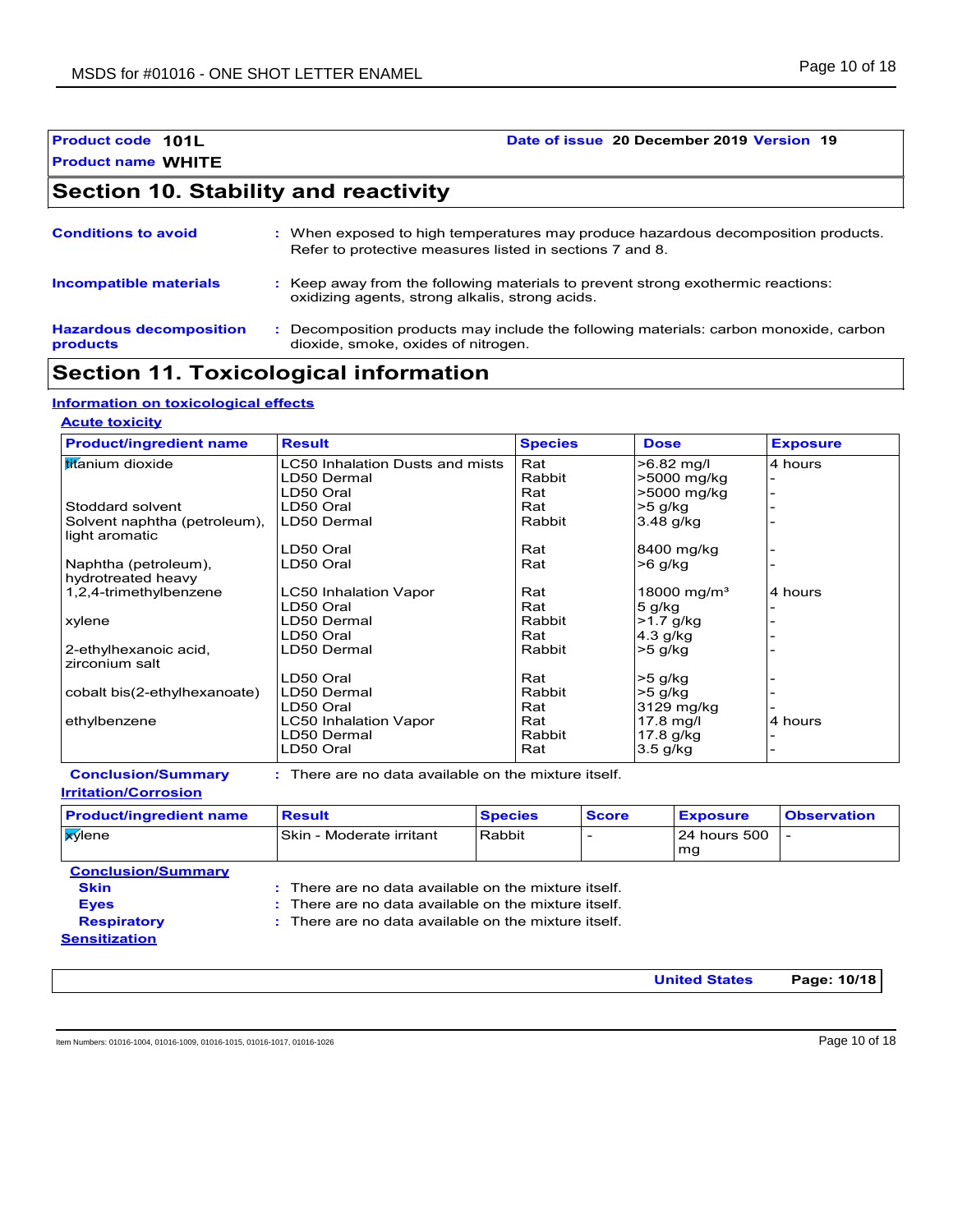**Product code** 101L **Date of issue** 20 December 2019 **Version** 19
**Product name** WHITE

## Section 10. Stability and reactivity

**Conditions to avoid** : When exposed to high temperatures may produce hazardous decomposition products. Refer to protective measures listed in sections 7 and 8.

**Incompatible materials** : Keep away from the following materials to prevent strong exothermic reactions: oxidizing agents, strong alkalis, strong acids.

**Hazardous decomposition products** : Decomposition products may include the following materials: carbon monoxide, carbon dioxide, smoke, oxides of nitrogen.

## Section 11. Toxicological information

### Information on toxicological effects

**Acute toxicity**

| Product/ingredient name | Result | Species | Dose | Exposure |
|---|---|---|---|---|
| titanium dioxide | LC50 Inhalation Dusts and mists | Rat | >6.82 mg/l | 4 hours |
| | LD50 Dermal | Rabbit | >5000 mg/kg | - |
| | LD50 Oral | Rat | >5000 mg/kg | - |
| Stoddard solvent | LD50 Oral | Rat | >5 g/kg | - |
| Solvent naphtha (petroleum), light aromatic | LD50 Dermal | Rabbit | 3.48 g/kg | - |
| | LD50 Oral | Rat | 8400 mg/kg | - |
| Naphtha (petroleum), hydrotreated heavy | LD50 Oral | Rat | >6 g/kg | - |
| 1,2,4-trimethylbenzene | LC50 Inhalation Vapor | Rat | 18000 mg/m³ | 4 hours |
| | LD50 Oral | Rat | 5 g/kg | - |
| xylene | LD50 Dermal | Rabbit | >1.7 g/kg | - |
| | LD50 Oral | Rat | 4.3 g/kg | - |
| 2-ethylhexanoic acid, zirconium salt | LD50 Dermal | Rabbit | >5 g/kg | - |
| | LD50 Oral | Rat | >5 g/kg | - |
| cobalt bis(2-ethylhexanoate) | LD50 Dermal | Rabbit | >5 g/kg | - |
| | LD50 Oral | Rat | 3129 mg/kg | - |
| ethylbenzene | LC50 Inhalation Vapor | Rat | 17.8 mg/l | 4 hours |
| | LD50 Dermal | Rabbit | 17.8 g/kg | - |
| | LD50 Oral | Rat | 3.5 g/kg | - |

**Conclusion/Summary** : There are no data available on the mixture itself.

**Irritation/Corrosion**

| Product/ingredient name | Result | Species | Score | Exposure | Observation |
|---|---|---|---|---|---|
| xylene | Skin - Moderate irritant | Rabbit | - | 24 hours 500 mg | - |

**Conclusion/Summary**

**Skin** : There are no data available on the mixture itself.
**Eyes** : There are no data available on the mixture itself.
**Respiratory** : There are no data available on the mixture itself.

**Sensitization**

Item Numbers: 01016-1004, 01016-1009, 01016-1015, 01016-1017, 01016-1026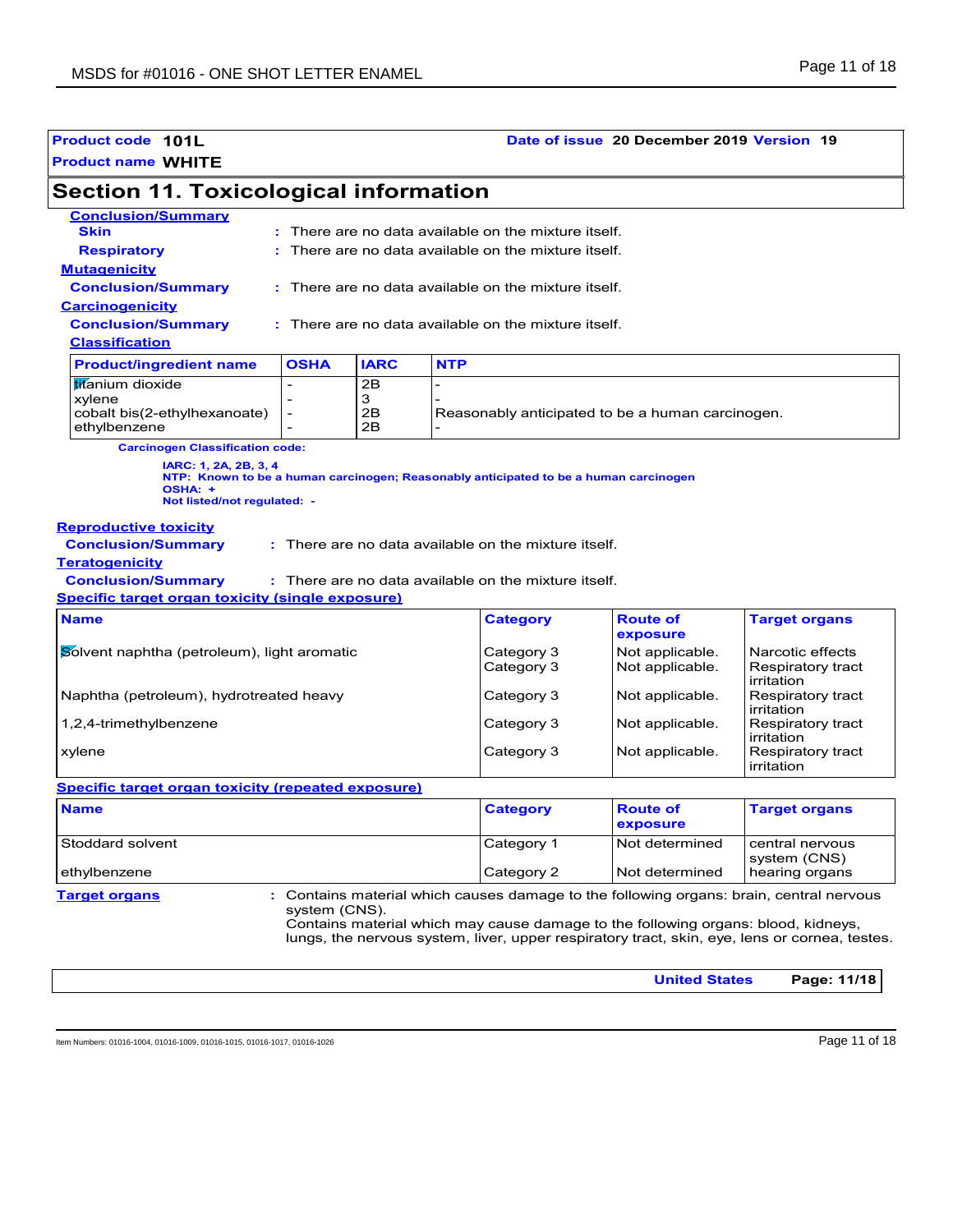**Product code** 101L **Date of issue** 20 December 2019 **Version** 19

**Product name** WHITE

## Section 11. Toxicological information

**Conclusion/Summary**

**Skin** : There are no data available on the mixture itself.

**Respiratory** : There are no data available on the mixture itself.

**Mutagenicity**

**Conclusion/Summary** : There are no data available on the mixture itself.

**Carcinogenicity**

**Conclusion/Summary** : There are no data available on the mixture itself.

**Classification**

| Product/ingredient name | OSHA | IARC | NTP |
|---|---|---|---|
| titanium dioxide | - | 2B | - |
| xylene | - | 3 | - |
| cobalt bis(2-ethylhexanoate) | - | 2B | Reasonably anticipated to be a human carcinogen. |
| ethylbenzene | - | 2B | - |

**Carcinogen Classification code:**

**IARC: 1, 2A, 2B, 3, 4**
**NTP: Known to be a human carcinogen; Reasonably anticipated to be a human carcinogen**
**OSHA: +**
**Not listed/not regulated: -**

**Reproductive toxicity**

**Conclusion/Summary** : There are no data available on the mixture itself.

**Teratogenicity**

**Conclusion/Summary** : There are no data available on the mixture itself.

**Specific target organ toxicity (single exposure)**

| Name | Category | Route of exposure | Target organs |
|---|---|---|---|
| Solvent naphtha (petroleum), light aromatic | Category 3 | Not applicable. | Narcotic effects |
| | Category 3 | Not applicable. | Respiratory tract irritation |
| Naphtha (petroleum), hydrotreated heavy | Category 3 | Not applicable. | Respiratory tract irritation |
| 1,2,4-trimethylbenzene | Category 3 | Not applicable. | Respiratory tract irritation |
| xylene | Category 3 | Not applicable. | Respiratory tract irritation |

**Specific target organ toxicity (repeated exposure)**

| Name | Category | Route of exposure | Target organs |
|---|---|---|---|
| Stoddard solvent | Category 1 | Not determined | central nervous system (CNS) |
| ethylbenzene | Category 2 | Not determined | hearing organs |

**Target organs** : Contains material which causes damage to the following organs: brain, central nervous system (CNS).
Contains material which may cause damage to the following organs: blood, kidneys, lungs, the nervous system, liver, upper respiratory tract, skin, eye, lens or cornea, testes.

Item Numbers: 01016-1004, 01016-1009, 01016-1015, 01016-1017, 01016-1026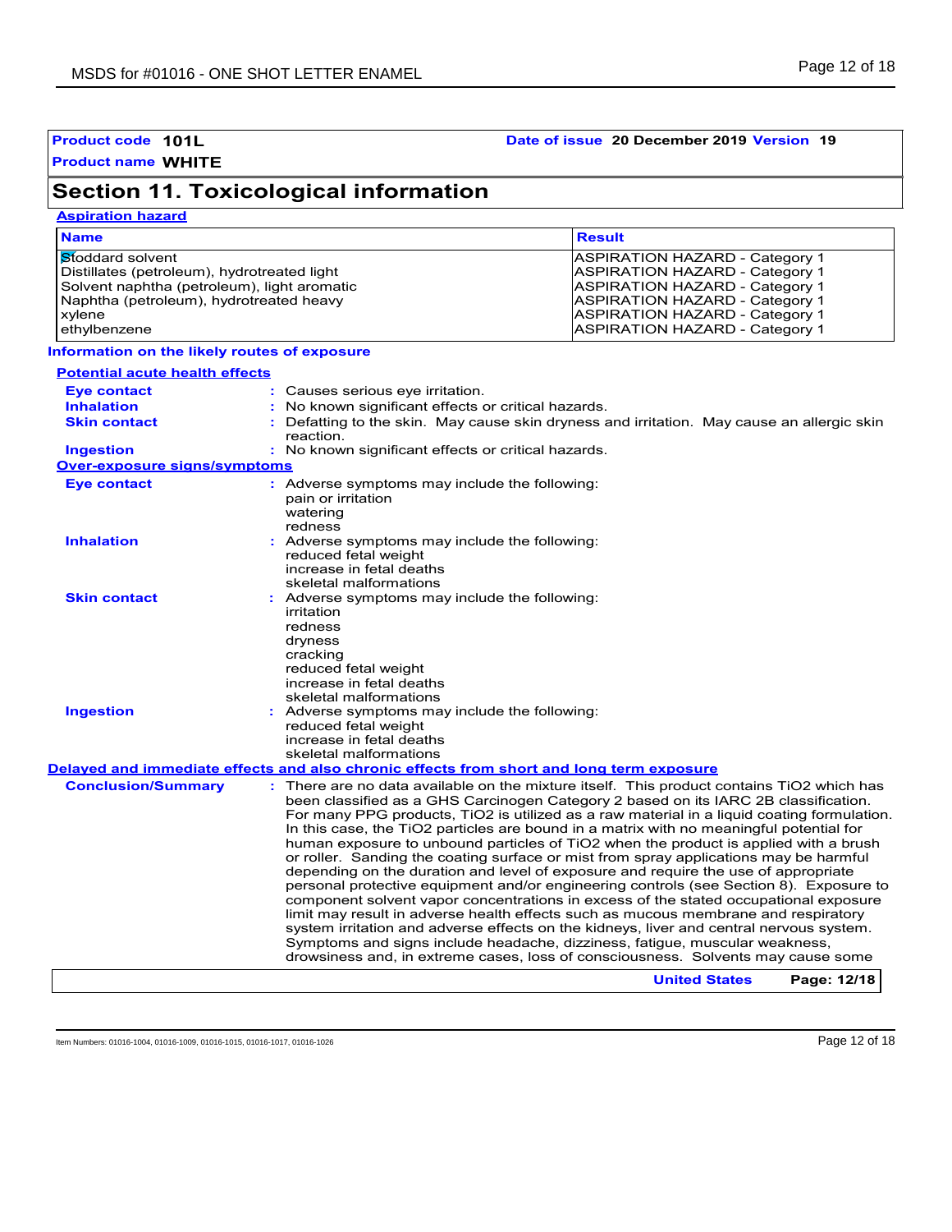**Product code** 101L **Date of issue** 20 December 2019 **Version** 19

**Product name** WHITE

## Section 11. Toxicological information

**Aspiration hazard**

| Name | Result |
|---|---|
| Stoddard solvent | ASPIRATION HAZARD - Category 1 |
| Distillates (petroleum), hydrotreated light | ASPIRATION HAZARD - Category 1 |
| Solvent naphtha (petroleum), light aromatic | ASPIRATION HAZARD - Category 1 |
| Naphtha (petroleum), hydrotreated heavy | ASPIRATION HAZARD - Category 1 |
| xylene | ASPIRATION HAZARD - Category 1 |
| ethylbenzene | ASPIRATION HAZARD - Category 1 |

**Information on the likely routes of exposure**

**Potential acute health effects**

**Eye contact** : Causes serious eye irritation.

**Inhalation** : No known significant effects or critical hazards.

**Skin contact** : Defatting to the skin. May cause skin dryness and irritation. May cause an allergic skin reaction.

**Ingestion** : No known significant effects or critical hazards.

**Over-exposure signs/symptoms**

**Eye contact** : Adverse symptoms may include the following:
pain or irritation
watering
redness

**Inhalation** : Adverse symptoms may include the following:
reduced fetal weight
increase in fetal deaths
skeletal malformations

**Skin contact** : Adverse symptoms may include the following:
irritation
redness
dryness
cracking
reduced fetal weight
increase in fetal deaths
skeletal malformations

**Ingestion** : Adverse symptoms may include the following:
reduced fetal weight
increase in fetal deaths
skeletal malformations

**Delayed and immediate effects and also chronic effects from short and long term exposure**

**Conclusion/Summary** : There are no data available on the mixture itself. This product contains $TiO_2$ which has been classified as a GHS Carcinogen Category 2 based on its IARC 2B classification. For many PPG products, $TiO_2$ is utilized as a raw material in a liquid coating formulation. In this case, the $TiO_2$ particles are bound in a matrix with no meaningful potential for human exposure to unbound particles of $TiO_2$ when the product is applied with a brush or roller. Sanding the coating surface or mist from spray applications may be harmful depending on the duration and level of exposure and require the use of appropriate personal protective equipment and/or engineering controls (see Section 8). Exposure to component solvent vapor concentrations in excess of the stated occupational exposure limit may result in adverse health effects such as mucous membrane and respiratory system irritation and adverse effects on the kidneys, liver and central nervous system. Symptoms and signs include headache, dizziness, fatigue, muscular weakness, drowsiness and, in extreme cases, loss of consciousness. Solvents may cause some

United States

Item Numbers: 01016-1004, 01016-1009, 01016-1015, 01016-1017, 01016-1026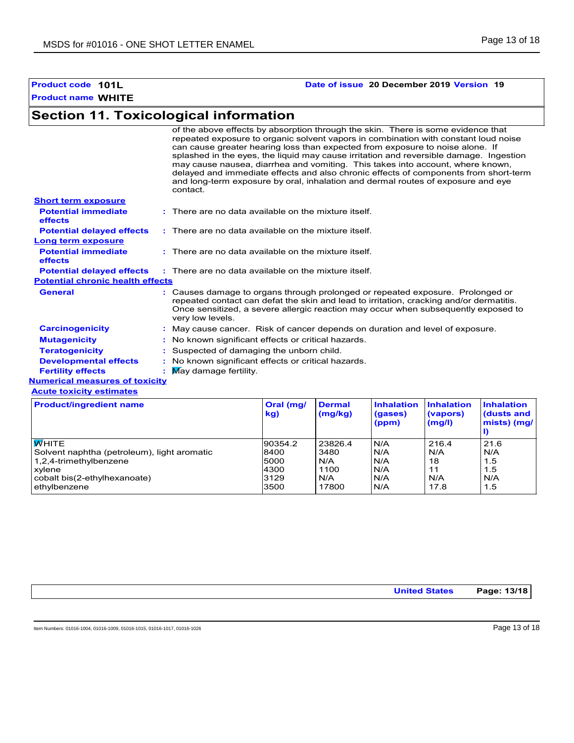**Product code** 101L **Date of issue** 20 December 2019 **Version** 19

**Product name** WHITE

## Section 11. Toxicological information

of the above effects by absorption through the skin. There is some evidence that repeated exposure to organic solvent vapors in combination with constant loud noise can cause greater hearing loss than expected from exposure to noise alone. If splashed in the eyes, the liquid may cause irritation and reversible damage. Ingestion may cause nausea, diarrhea and vomiting. This takes into account, where known, delayed and immediate effects and also chronic effects of components from short-term and long-term exposure by oral, inhalation and dermal routes of exposure and eye contact.

**Short term exposure**

**Potential immediate effects** : There are no data available on the mixture itself.

**Potential delayed effects** : There are no data available on the mixture itself.

**Long term exposure**

**Potential immediate effects** : There are no data available on the mixture itself.

**Potential delayed effects** : There are no data available on the mixture itself.

**Potential chronic health effects**

**General** : Causes damage to organs through prolonged or repeated exposure. Prolonged or repeated contact can defat the skin and lead to irritation, cracking and/or dermatitis. Once sensitized, a severe allergic reaction may occur when subsequently exposed to very low levels.

**Carcinogenicity** : May cause cancer. Risk of cancer depends on duration and level of exposure.

**Mutagenicity** : No known significant effects or critical hazards.

**Teratogenicity** : Suspected of damaging the unborn child.

**Developmental effects** : No known significant effects or critical hazards.

**Fertility effects** : May damage fertility.

**Numerical measures of toxicity**

**Acute toxicity estimates**

| Product/ingredient name | Oral (mg/kg) | Dermal (mg/kg) | Inhalation (gases) (ppm) | Inhalation (vapors) (mg/l) | Inhalation (dusts and mists) (mg/l) |
|---|---|---|---|---|---|
| WHITE | 90354.2 | 23826.4 | N/A | 216.4 | 21.6 |
| Solvent naphtha (petroleum), light aromatic | 8400 | 3480 | N/A | N/A | N/A |
| 1,2,4-trimethylbenzene | 5000 | N/A | N/A | 18 | 1.5 |
| xylene | 4300 | 1100 | N/A | 11 | 1.5 |
| cobalt bis(2-ethylhexanoate) | 3129 | N/A | N/A | N/A | N/A |
| ethylbenzene | 3500 | 17800 | N/A | 17.8 | 1.5 |

United States

Item Numbers: 01016-1004, 01016-1009, 01016-1015, 01016-1017, 01016-1026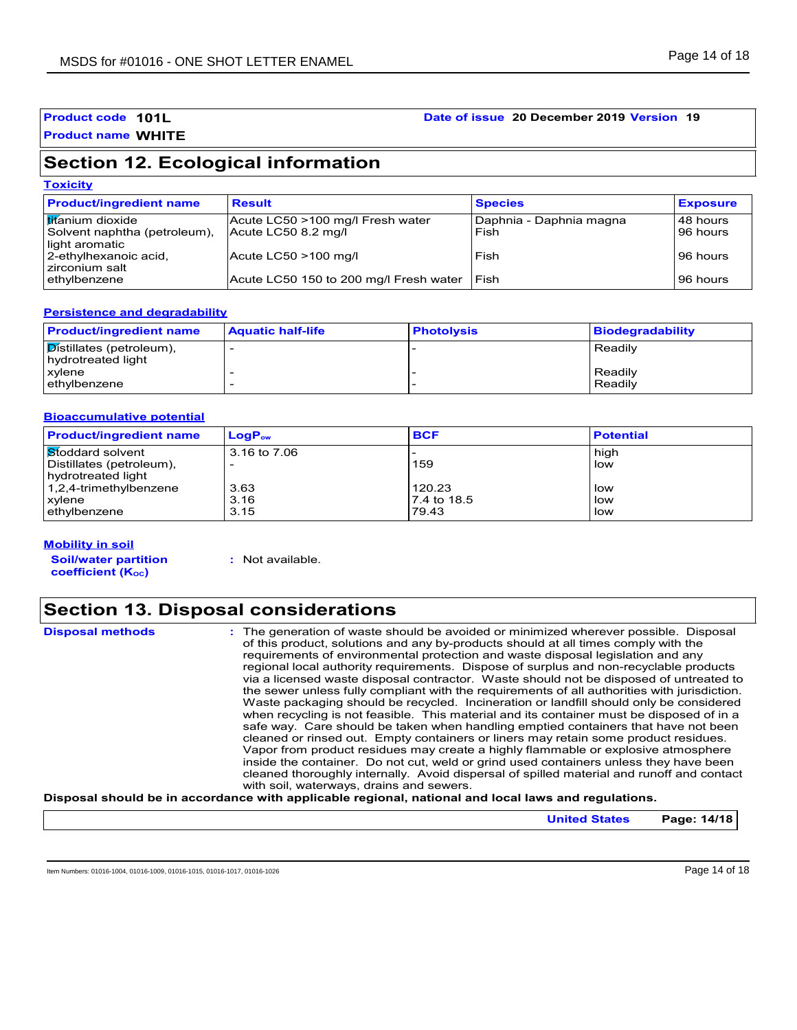**Product code** 101L **Date of issue** 20 December 2019 **Version** 19

**Product name** WHITE

## Section 12. Ecological information

**Toxicity**

| Product/ingredient name | Result | Species | Exposure |
|---|---|---|---|
| titanium dioxide | Acute LC50 >100 mg/l Fresh water | Daphnia - Daphnia magna | 48 hours |
| Solvent naphtha (petroleum), light aromatic | Acute LC50 8.2 mg/l | Fish | 96 hours |
| 2-ethylhexanoic acid, zirconium salt | Acute LC50 >100 mg/l | Fish | 96 hours |
| ethylbenzene | Acute LC50 150 to 200 mg/l Fresh water | Fish | 96 hours |

**Persistence and degradability**

| Product/ingredient name | Aquatic half-life | Photolysis | Biodegradability |
|---|---|---|---|
| Distillates (petroleum), hydrotreated light | - | - | Readily |
| xylene | - | - | Readily |
| ethylbenzene | - | - | Readily |

**Bioaccumulative potential**

| Product/ingredient name | $LogP_{ow}$ | BCF | Potential |
|---|---|---|---|
| Stoddard solvent | 3.16 to 7.06 | - | high |
| Distillates (petroleum), hydrotreated light | - | 159 | low |
| 1,2,4-trimethylbenzene | 3.63 | 120.23 | low |
| xylene | 3.16 | 7.4 to 18.5 | low |
| ethylbenzene | 3.15 | 79.43 | low |

**Mobility in soil**

**Soil/water partition coefficient ($K_{OC}$)** : Not available.

## Section 13. Disposal considerations

**Disposal methods** : The generation of waste should be avoided or minimized wherever possible. Disposal of this product, solutions and any by-products should at all times comply with the requirements of environmental protection and waste disposal legislation and any regional local authority requirements. Dispose of surplus and non-recyclable products via a licensed waste disposal contractor. Waste should not be disposed of untreated to the sewer unless fully compliant with the requirements of all authorities with jurisdiction. Waste packaging should be recycled. Incineration or landfill should only be considered when recycling is not feasible. This material and its container must be disposed of in a safe way. Care should be taken when handling emptied containers that have not been cleaned or rinsed out. Empty containers or liners may retain some product residues. Vapor from product residues may create a highly flammable or explosive atmosphere inside the container. Do not cut, weld or grind used containers unless they have been cleaned thoroughly internally. Avoid dispersal of spilled material and runoff and contact with soil, waterways, drains and sewers.

**Disposal should be in accordance with applicable regional, national and local laws and regulations.**

Item Numbers: 01016-1004, 01016-1009, 01016-1015, 01016-1017, 01016-1026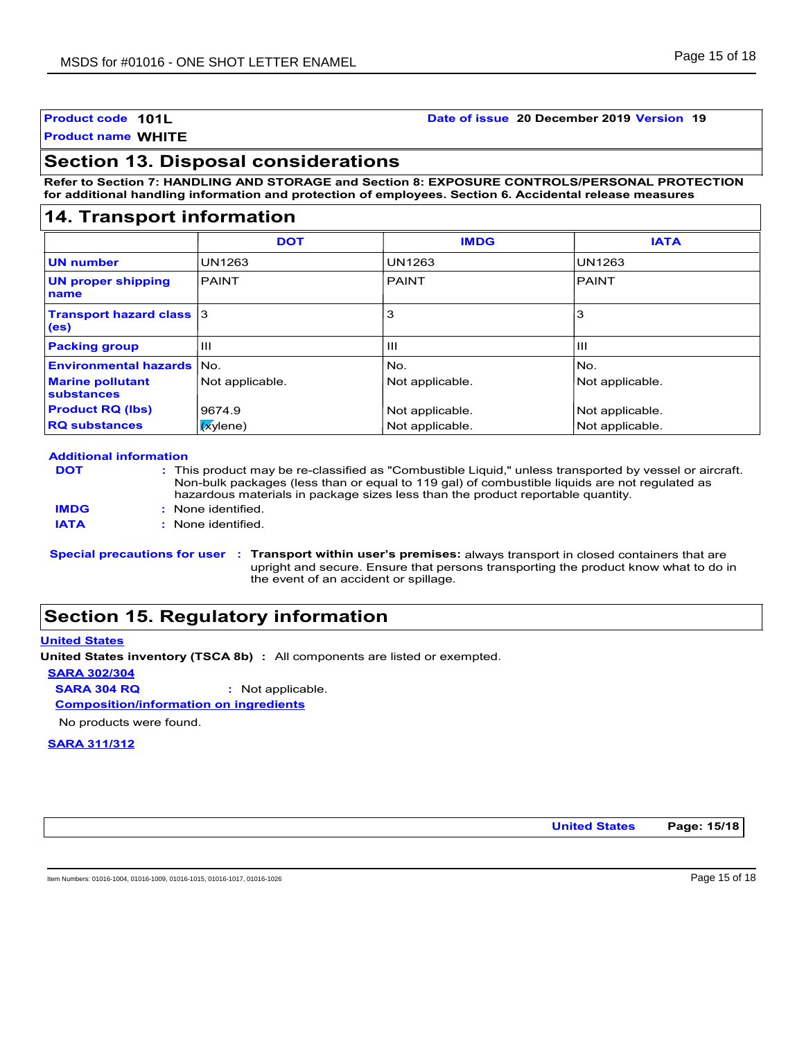**Product code** 101L **Date of issue** 20 December 2019 **Version** 19

**Product name** WHITE

## Section 13. Disposal considerations

**Refer to Section 7: HANDLING AND STORAGE and Section 8: EXPOSURE CONTROLS/PERSONAL PROTECTION for additional handling information and protection of employees. Section 6. Accidental release measures**

## 14. Transport information

| | DOT | IMDG | IATA |
|---|---|---|---|
| **UN number** | UN1263 | UN1263 | UN1263 |
| **UN proper shipping name** | PAINT | PAINT | PAINT |
| **Transport hazard class (es)** | 3 | 3 | 3 |
| **Packing group** | III | III | III |
| **Environmental hazards** | No. | No. | No. |
| **Marine pollutant substances** | Not applicable. | Not applicable. | Not applicable. |
| **Product RQ (lbs)** | 9674.9 | Not applicable. | Not applicable. |
| **RQ substances** | (xylene) | Not applicable. | Not applicable. |

**Additional information**

**DOT** : This product may be re-classified as "Combustible Liquid," unless transported by vessel or aircraft. Non-bulk packages (less than or equal to 119 gal) of combustible liquids are not regulated as hazardous materials in package sizes less than the product reportable quantity.

**IMDG** : None identified.

**IATA** : None identified.

**Special precautions for user** : **Transport within user's premises:** always transport in closed containers that are upright and secure. Ensure that persons transporting the product know what to do in the event of an accident or spillage.

## Section 15. Regulatory information

**United States**

**United States inventory (TSCA 8b)** : All components are listed or exempted.

**SARA 302/304**

**SARA 304 RQ** : Not applicable.

**Composition/information on ingredients**

No products were found.

**SARA 311/312**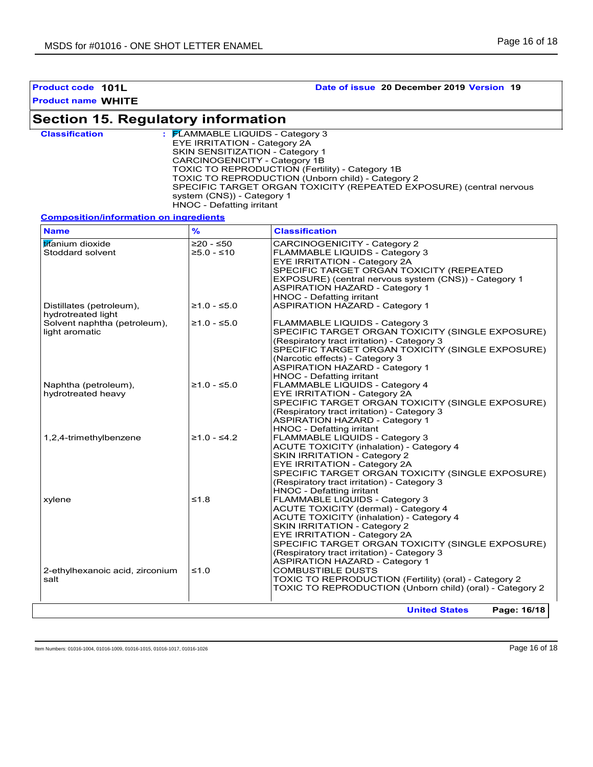**Product code** **101L** **Date of issue** **20 December 2019** **Version** **19**

**Product name** **WHITE**

# Section 15. Regulatory information

**Classification** : FLAMMABLE LIQUIDS - Category 3
EYE IRRITATION - Category 2A
SKIN SENSITIZATION - Category 1
CARCINOGENICITY - Category 1B
TOXIC TO REPRODUCTION (Fertility) - Category 1B
TOXIC TO REPRODUCTION (Unborn child) - Category 2
SPECIFIC TARGET ORGAN TOXICITY (REPEATED EXPOSURE) (central nervous system (CNS)) - Category 1
HNOC - Defatting irritant

**Composition/information on ingredients**

| Name | % | Classification |
| --- | --- | --- |
| titanium dioxide | ≥20 - ≤50 | CARCINOGENICITY - Category 2 |
| Stoddard solvent | ≥5.0 - ≤10 | FLAMMABLE LIQUIDS - Category 3<br>EYE IRRITATION - Category 2A<br>SPECIFIC TARGET ORGAN TOXICITY (REPEATED EXPOSURE) (central nervous system (CNS)) - Category 1<br>ASPIRATION HAZARD - Category 1<br>HNOC - Defatting irritant |
| Distillates (petroleum), hydrotreated light | ≥1.0 - ≤5.0 | ASPIRATION HAZARD - Category 1 |
| Solvent naphtha (petroleum), light aromatic | ≥1.0 - ≤5.0 | FLAMMABLE LIQUIDS - Category 3<br>SPECIFIC TARGET ORGAN TOXICITY (SINGLE EXPOSURE) (Respiratory tract irritation) - Category 3<br>SPECIFIC TARGET ORGAN TOXICITY (SINGLE EXPOSURE) (Narcotic effects) - Category 3<br>ASPIRATION HAZARD - Category 1<br>HNOC - Defatting irritant |
| Naphtha (petroleum), hydrotreated heavy | ≥1.0 - ≤5.0 | FLAMMABLE LIQUIDS - Category 4<br>EYE IRRITATION - Category 2A<br>SPECIFIC TARGET ORGAN TOXICITY (SINGLE EXPOSURE) (Respiratory tract irritation) - Category 3<br>ASPIRATION HAZARD - Category 1<br>HNOC - Defatting irritant |
| 1,2,4-trimethylbenzene | ≥1.0 - ≤4.2 | FLAMMABLE LIQUIDS - Category 3<br>ACUTE TOXICITY (inhalation) - Category 4<br>SKIN IRRITATION - Category 2<br>EYE IRRITATION - Category 2A<br>SPECIFIC TARGET ORGAN TOXICITY (SINGLE EXPOSURE) (Respiratory tract irritation) - Category 3<br>HNOC - Defatting irritant |
| xylene | ≤1.8 | FLAMMABLE LIQUIDS - Category 3<br>ACUTE TOXICITY (dermal) - Category 4<br>ACUTE TOXICITY (inhalation) - Category 4<br>SKIN IRRITATION - Category 2<br>EYE IRRITATION - Category 2A<br>SPECIFIC TARGET ORGAN TOXICITY (SINGLE EXPOSURE) (Respiratory tract irritation) - Category 3<br>ASPIRATION HAZARD - Category 1 |
| 2-ethylhexanoic acid, zirconium salt | ≤1.0 | COMBUSTIBLE DUSTS<br>TOXIC TO REPRODUCTION (Fertility) (oral) - Category 2<br>TOXIC TO REPRODUCTION (Unborn child) (oral) - Category 2 |

United States

Item Numbers: 01016-1004, 01016-1009, 01016-1015, 01016-1017, 01016-1026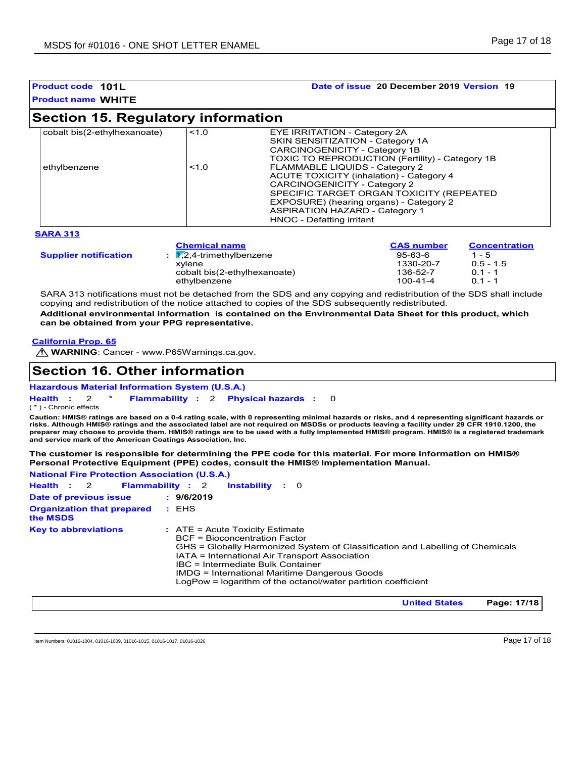**Product code** **101L** **Date of issue** **20 December 2019** **Version** **19**
**Product name** **WHITE**

## Section 15. Regulatory information

| | | |
|---|---|---|
| cobalt bis(2-ethylhexanoate) | <1.0 | EYE IRRITATION - Category 2A<br>SKIN SENSITIZATION - Category 1A<br>CARCINOGENICITY - Category 1B<br>TOXIC TO REPRODUCTION (Fertility) - Category 1B |
| ethylbenzene | <1.0 | FLAMMABLE LIQUIDS - Category 2<br>ACUTE TOXICITY (inhalation) - Category 4<br>CARCINOGENICITY - Category 2<br>SPECIFIC TARGET ORGAN TOXICITY (REPEATED EXPOSURE) (hearing organs) - Category 2<br>ASPIRATION HAZARD - Category 1<br>HNOC - Defatting irritant |

**SARA 313**

| | Chemical name | CAS number | Concentration |
|---|---|---|---|
| **Supplier notification** : | 1,2,4-trimethylbenzene | 95-63-6 | 1 - 5 |
| | xylene | 1330-20-7 | 0.5 - 1.5 |
| | cobalt bis(2-ethylhexanoate) | 136-52-7 | 0.1 - 1 |
| | ethylbenzene | 100-41-4 | 0.1 - 1 |

SARA 313 notifications must not be detached from the SDS and any copying and redistribution of the SDS shall include copying and redistribution of the notice attached to copies of the SDS subsequently redistributed.

**Additional environmental information is contained on the Environmental Data Sheet for this product, which can be obtained from your PPG representative.**

**California Prop. 65**

⚠ **WARNING**: Cancer - www.P65Warnings.ca.gov.

## Section 16. Other information

**Hazardous Material Information System (U.S.A.)**

**Health** : 2 * **Flammability** : 2 **Physical hazards** : 0

( * ) - Chronic effects

**Caution: HMIS® ratings are based on a 0-4 rating scale, with 0 representing minimal hazards or risks, and 4 representing significant hazards or risks. Although HMIS® ratings and the associated label are not required on MSDSs or products leaving a facility under 29 CFR 1910.1200, the preparer may choose to provide them. HMIS® ratings are to be used with a fully implemented HMIS® program. HMIS® is a registered trademark and service mark of the American Coatings Association, Inc.**

**The customer is responsible for determining the PPE code for this material. For more information on HMIS® Personal Protective Equipment (PPE) codes, consult the HMIS® Implementation Manual.**

**National Fire Protection Association (U.S.A.)**

**Health** : 2 **Flammability** : 2 **Instability** : 0

**Date of previous issue** : **9/6/2019**

**Organization that prepared the MSDS** : EHS

**Key to abbreviations** :
ATE = Acute Toxicity Estimate
BCF = Bioconcentration Factor
GHS = Globally Harmonized System of Classification and Labelling of Chemicals
IATA = International Air Transport Association
IBC = Intermediate Bulk Container
IMDG = International Maritime Dangerous Goods
LogPow = logarithm of the octanol/water partition coefficient

**United States**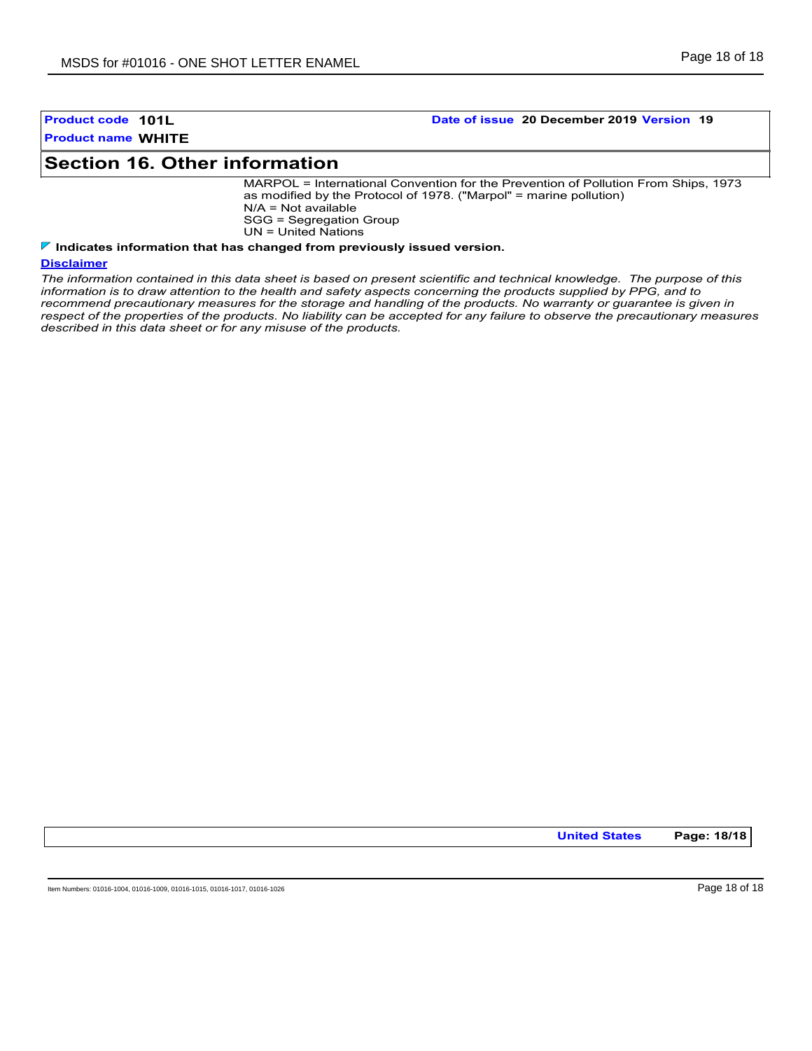**Product code** **101L** **Date of issue** **20 December 2019** **Version** **19**

**Product name** **WHITE**

## Section 16. Other information

MARPOL = International Convention for the Prevention of Pollution From Ships, 1973 as modified by the Protocol of 1978. ("Marpol" = marine pollution)
N/A = Not available
SGG = Segregation Group
UN = United Nations

**Indicates information that has changed from previously issued version.**

**Disclaimer**

*The information contained in this data sheet is based on present scientific and technical knowledge. The purpose of this information is to draw attention to the health and safety aspects concerning the products supplied by PPG, and to recommend precautionary measures for the storage and handling of the products. No warranty or guarantee is given in respect of the properties of the products. No liability can be accepted for any failure to observe the precautionary measures described in this data sheet or for any misuse of the products.*

Item Numbers: 01016-1004, 01016-1009, 01016-1015, 01016-1017, 01016-1026